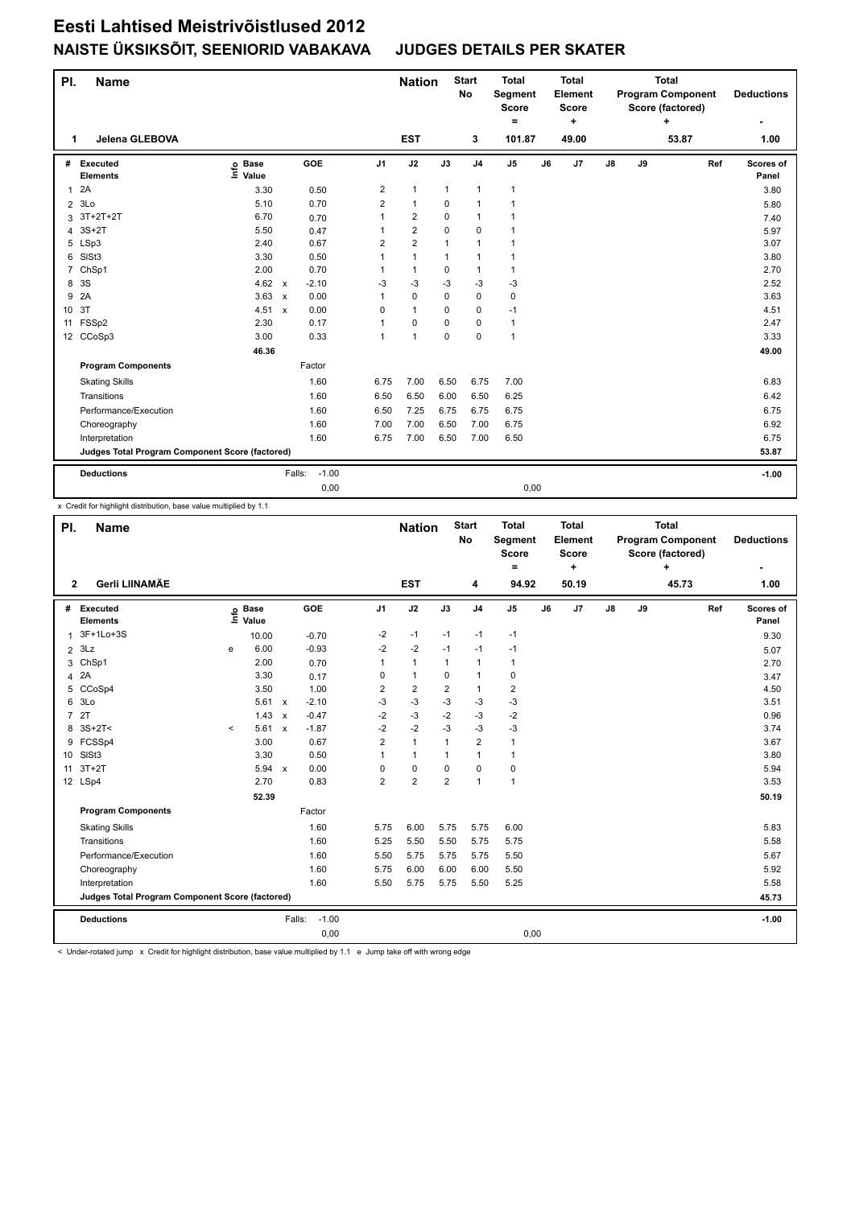# Eesti Lahtised Meistrivõistlused 2012

## NAISTE ÜKSIKSÕIT, SEENIORID VABAKAVA JUDGES DETAILS PER SKATER

| Pl. | Name | Nation | Start No | Total Segment Score = | Total Element Score + | Total Program Component Score (factored) + | Deductions - |
|---|---|---|---|---|---|---|---|
| 1 | Jelena GLEBOVA | EST | 3 | 101.87 | 49.00 | 53.87 | 1.00 |

| # | Executed Elements | Info | Base Value | | GOE | J1 | J2 | J3 | J4 | J5 | J6 | J7 | J8 | J9 | Ref | Scores of Panel |
|---|---|---|---|---|---|---|---|---|---|---|---|---|---|---|---|---|
| 1 | 2A | | 3.30 | | 0.50 | 2 | 1 | 1 | 1 | 1 | | | | | | 3.80 |
| 2 | 3Lo | | 5.10 | | 0.70 | 2 | 1 | 0 | 1 | 1 | | | | | | 5.80 |
| 3 | 3T+2T+2T | | 6.70 | | 0.70 | 1 | 2 | 0 | 1 | 1 | | | | | | 7.40 |
| 4 | 3S+2T | | 5.50 | | 0.47 | 1 | 2 | 0 | 0 | 1 | | | | | | 5.97 |
| 5 | LSp3 | | 2.40 | | 0.67 | 2 | 2 | 1 | 1 | 1 | | | | | | 3.07 |
| 6 | SlSt3 | | 3.30 | | 0.50 | 1 | 1 | 1 | 1 | 1 | | | | | | 3.80 |
| 7 | ChSp1 | | 2.00 | | 0.70 | 1 | 1 | 0 | 1 | 1 | | | | | | 2.70 |
| 8 | 3S | | 4.62 | x | -2.10 | -3 | -3 | -3 | -3 | -3 | | | | | | 2.52 |
| 9 | 2A | | 3.63 | x | 0.00 | 1 | 0 | 0 | 0 | 0 | | | | | | 3.63 |
| 10 | 3T | | 4.51 | x | 0.00 | 0 | 1 | 0 | 0 | -1 | | | | | | 4.51 |
| 11 | FSSp2 | | 2.30 | | 0.17 | 1 | 0 | 0 | 0 | 1 | | | | | | 2.47 |
| 12 | CCoSp3 | | 3.00 | | 0.33 | 1 | 1 | 0 | 0 | 1 | | | | | | 3.33 |
| | | | 46.36 | | | | | | | | | | | | | 49.00 |

| Program Components | Factor | J1 | J2 | J3 | J4 | J5 | J6 | J7 | J8 | J9 | Scores of Panel |
|---|---|---|---|---|---|---|---|---|---|---|---|
| Skating Skills | 1.60 | 6.75 | 7.00 | 6.50 | 6.75 | 7.00 | | | | | 6.83 |
| Transitions | 1.60 | 6.50 | 6.50 | 6.00 | 6.50 | 6.25 | | | | | 6.42 |
| Performance/Execution | 1.60 | 6.50 | 7.25 | 6.75 | 6.75 | 6.75 | | | | | 6.75 |
| Choreography | 1.60 | 7.00 | 7.00 | 6.50 | 7.00 | 6.75 | | | | | 6.92 |
| Interpretation | 1.60 | 6.75 | 7.00 | 6.50 | 7.00 | 6.50 | | | | | 6.75 |
| Judges Total Program Component Score (factored) | | | | | | | | | | | 53.87 |

| Deductions | Falls: | -1.00 | | -1.00 |
|---|---|---|---|---|
| | | 0,00 | 0,00 | |

x Credit for highlight distribution, base value multiplied by 1.1

| Pl. | Name | Nation | Start No | Total Segment Score = | Total Element Score + | Total Program Component Score (factored) + | Deductions - |
|---|---|---|---|---|---|---|---|
| 2 | Gerli LIINAMÄE | EST | 4 | 94.92 | 50.19 | 45.73 | 1.00 |

| # | Executed Elements | Info | Base Value | | GOE | J1 | J2 | J3 | J4 | J5 | J6 | J7 | J8 | J9 | Ref | Scores of Panel |
|---|---|---|---|---|---|---|---|---|---|---|---|---|---|---|---|---|
| 1 | 3F+1Lo+3S | | 10.00 | | -0.70 | -2 | -1 | -1 | -1 | -1 | | | | | | 9.30 |
| 2 | 3Lz | e | 6.00 | | -0.93 | -2 | -2 | -1 | -1 | -1 | | | | | | 5.07 |
| 3 | ChSp1 | | 2.00 | | 0.70 | 1 | 1 | 1 | 1 | 1 | | | | | | 2.70 |
| 4 | 2A | | 3.30 | | 0.17 | 0 | 1 | 0 | 1 | 0 | | | | | | 3.47 |
| 5 | CCoSp4 | | 3.50 | | 1.00 | 2 | 2 | 2 | 1 | 2 | | | | | | 4.50 |
| 6 | 3Lo | | 5.61 | x | -2.10 | -3 | -3 | -3 | -3 | -3 | | | | | | 3.51 |
| 7 | 2T | | 1.43 | x | -0.47 | -2 | -3 | -2 | -3 | -2 | | | | | | 0.96 |
| 8 | 3S+2T< | < | 5.61 | x | -1.87 | -2 | -2 | -3 | -3 | -3 | | | | | | 3.74 |
| 9 | FCSSp4 | | 3.00 | | 0.67 | 2 | 1 | 1 | 2 | 1 | | | | | | 3.67 |
| 10 | SlSt3 | | 3.30 | | 0.50 | 1 | 1 | 1 | 1 | 1 | | | | | | 3.80 |
| 11 | 3T+2T | | 5.94 | x | 0.00 | 0 | 0 | 0 | 0 | 0 | | | | | | 5.94 |
| 12 | LSp4 | | 2.70 | | 0.83 | 2 | 2 | 2 | 1 | 1 | | | | | | 3.53 |
| | | | 52.39 | | | | | | | | | | | | | 50.19 |

| Program Components | Factor | J1 | J2 | J3 | J4 | J5 | J6 | J7 | J8 | J9 | Scores of Panel |
|---|---|---|---|---|---|---|---|---|---|---|---|
| Skating Skills | 1.60 | 5.75 | 6.00 | 5.75 | 5.75 | 6.00 | | | | | 5.83 |
| Transitions | 1.60 | 5.25 | 5.50 | 5.50 | 5.75 | 5.75 | | | | | 5.58 |
| Performance/Execution | 1.60 | 5.50 | 5.75 | 5.75 | 5.75 | 5.50 | | | | | 5.67 |
| Choreography | 1.60 | 5.75 | 6.00 | 6.00 | 6.00 | 5.50 | | | | | 5.92 |
| Interpretation | 1.60 | 5.50 | 5.75 | 5.75 | 5.50 | 5.25 | | | | | 5.58 |
| Judges Total Program Component Score (factored) | | | | | | | | | | | 45.73 |

| Deductions | Falls: | -1.00 | | -1.00 |
|---|---|---|---|---|
| | | 0,00 | 0,00 | |

< Under-rotated jump x Credit for highlight distribution, base value multiplied by 1.1 e Jump take off with wrong edge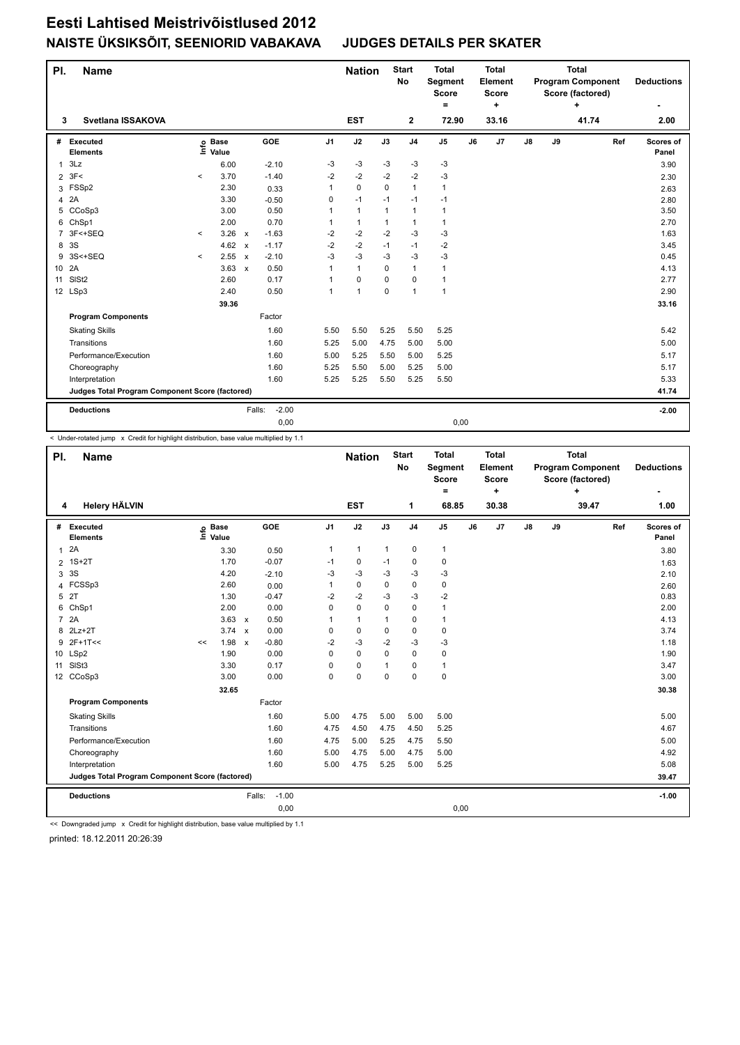# Eesti Lahtised Meistrivõistlused 2012

## NAISTE ÜKSIKSÕIT, SEENIORID VABAKAVA JUDGES DETAILS PER SKATER

| Pl. | Name | Nation | Start No | Total Segment Score = | Total Element Score + | Total Program Component Score (factored) + | Deductions - |
|---|---|---|---|---|---|---|---|
| 3 | Svetlana ISSAKOVA | EST | 2 | 72.90 | 33.16 | 41.74 | 2.00 |

| # | Executed Elements | Info | Base Value | | GOE | J1 | J2 | J3 | J4 | J5 | J6 | J7 | J8 | J9 | Ref | Scores of Panel |
|---|---|---|---|---|---|---|---|---|---|---|---|---|---|---|---|---|
| 1 | 3Lz | | 6.00 | | -2.10 | -3 | -3 | -3 | -3 | -3 | | | | | | 3.90 |
| 2 | 3F< | < | 3.70 | | -1.40 | -2 | -2 | -2 | -2 | -3 | | | | | | 2.30 |
| 3 | FSSp2 | | 2.30 | | 0.33 | 1 | 0 | 0 | 1 | 1 | | | | | | 2.63 |
| 4 | 2A | | 3.30 | | -0.50 | 0 | -1 | -1 | -1 | -1 | | | | | | 2.80 |
| 5 | CCoSp3 | | 3.00 | | 0.50 | 1 | 1 | 1 | 1 | 1 | | | | | | 3.50 |
| 6 | ChSp1 | | 2.00 | | 0.70 | 1 | 1 | 1 | 1 | 1 | | | | | | 2.70 |
| 7 | 3F<+SEQ | < | 3.26 | x | -1.63 | -2 | -2 | -2 | -3 | -3 | | | | | | 1.63 |
| 8 | 3S | | 4.62 | x | -1.17 | -2 | -2 | -1 | -1 | -2 | | | | | | 3.45 |
| 9 | 3S<+SEQ | < | 2.55 | x | -2.10 | -3 | -3 | -3 | -3 | -3 | | | | | | 0.45 |
| 10 | 2A | | 3.63 | x | 0.50 | 1 | 1 | 0 | 1 | 1 | | | | | | 4.13 |
| 11 | SlSt2 | | 2.60 | | 0.17 | 1 | 0 | 0 | 0 | 1 | | | | | | 2.77 |
| 12 | LSp3 | | 2.40 | | 0.50 | 1 | 1 | 0 | 1 | 1 | | | | | | 2.90 |
| | | | 39.36 | | | | | | | | | | | | | 33.16 |
| | **Program Components** | | | | Factor | | | | | | | | | | | |
| | Skating Skills | | | | 1.60 | 5.50 | 5.50 | 5.25 | 5.50 | 5.25 | | | | | | 5.42 |
| | Transitions | | | | 1.60 | 5.25 | 5.00 | 4.75 | 5.00 | 5.00 | | | | | | 5.00 |
| | Performance/Execution | | | | 1.60 | 5.00 | 5.25 | 5.50 | 5.00 | 5.25 | | | | | | 5.17 |
| | Choreography | | | | 1.60 | 5.25 | 5.50 | 5.00 | 5.25 | 5.00 | | | | | | 5.17 |
| | Interpretation | | | | 1.60 | 5.25 | 5.25 | 5.50 | 5.25 | 5.50 | | | | | | 5.33 |
| | **Judges Total Program Component Score (factored)** | | | | | | | | | | | | | | | 41.74 |
| | **Deductions** | | | Falls: | -2.00 | | | | | | | | | | | -2.00 |
| | | | | | 0,00 | | | | | 0,00 | | | | | | |

< Under-rotated jump x Credit for highlight distribution, base value multiplied by 1.1

| Pl. | Name | Nation | Start No | Total Segment Score = | Total Element Score + | Total Program Component Score (factored) + | Deductions - |
|---|---|---|---|---|---|---|---|
| 4 | Helery HÄLVIN | EST | 1 | 68.85 | 30.38 | 39.47 | 1.00 |

| # | Executed Elements | Info | Base Value | | GOE | J1 | J2 | J3 | J4 | J5 | J6 | J7 | J8 | J9 | Ref | Scores of Panel |
|---|---|---|---|---|---|---|---|---|---|---|---|---|---|---|---|---|
| 1 | 2A | | 3.30 | | 0.50 | 1 | 1 | 1 | 0 | 1 | | | | | | 3.80 |
| 2 | 1S+2T | | 1.70 | | -0.07 | -1 | 0 | -1 | 0 | 0 | | | | | | 1.63 |
| 3 | 3S | | 4.20 | | -2.10 | -3 | -3 | -3 | -3 | -3 | | | | | | 2.10 |
| 4 | FCSSp3 | | 2.60 | | 0.00 | 1 | 0 | 0 | 0 | 0 | | | | | | 2.60 |
| 5 | 2T | | 1.30 | | -0.47 | -2 | -2 | -3 | -3 | -2 | | | | | | 0.83 |
| 6 | ChSp1 | | 2.00 | | 0.00 | 0 | 0 | 0 | 0 | 1 | | | | | | 2.00 |
| 7 | 2A | | 3.63 | x | 0.50 | 1 | 1 | 1 | 0 | 1 | | | | | | 4.13 |
| 8 | 2Lz+2T | | 3.74 | x | 0.00 | 0 | 0 | 0 | 0 | 0 | | | | | | 3.74 |
| 9 | 2F+1T<< | << | 1.98 | x | -0.80 | -2 | -3 | -2 | -3 | -3 | | | | | | 1.18 |
| 10 | LSp2 | | 1.90 | | 0.00 | 0 | 0 | 0 | 0 | 0 | | | | | | 1.90 |
| 11 | SlSt3 | | 3.30 | | 0.17 | 0 | 0 | 1 | 0 | 1 | | | | | | 3.47 |
| 12 | CCoSp3 | | 3.00 | | 0.00 | 0 | 0 | 0 | 0 | 0 | | | | | | 3.00 |
| | | | 32.65 | | | | | | | | | | | | | 30.38 |
| | **Program Components** | | | | Factor | | | | | | | | | | | |
| | Skating Skills | | | | 1.60 | 5.00 | 4.75 | 5.00 | 5.00 | 5.00 | | | | | | 5.00 |
| | Transitions | | | | 1.60 | 4.75 | 4.50 | 4.75 | 4.50 | 5.25 | | | | | | 4.67 |
| | Performance/Execution | | | | 1.60 | 4.75 | 5.00 | 5.25 | 4.75 | 5.50 | | | | | | 5.00 |
| | Choreography | | | | 1.60 | 5.00 | 4.75 | 5.00 | 4.75 | 5.00 | | | | | | 4.92 |
| | Interpretation | | | | 1.60 | 5.00 | 4.75 | 5.25 | 5.00 | 5.25 | | | | | | 5.08 |
| | **Judges Total Program Component Score (factored)** | | | | | | | | | | | | | | | 39.47 |
| | **Deductions** | | | Falls: | -1.00 | | | | | | | | | | | -1.00 |
| | | | | | 0,00 | | | | | 0,00 | | | | | | |

<< Downgraded jump x Credit for highlight distribution, base value multiplied by 1.1

printed: 18.12.2011 20:26:39